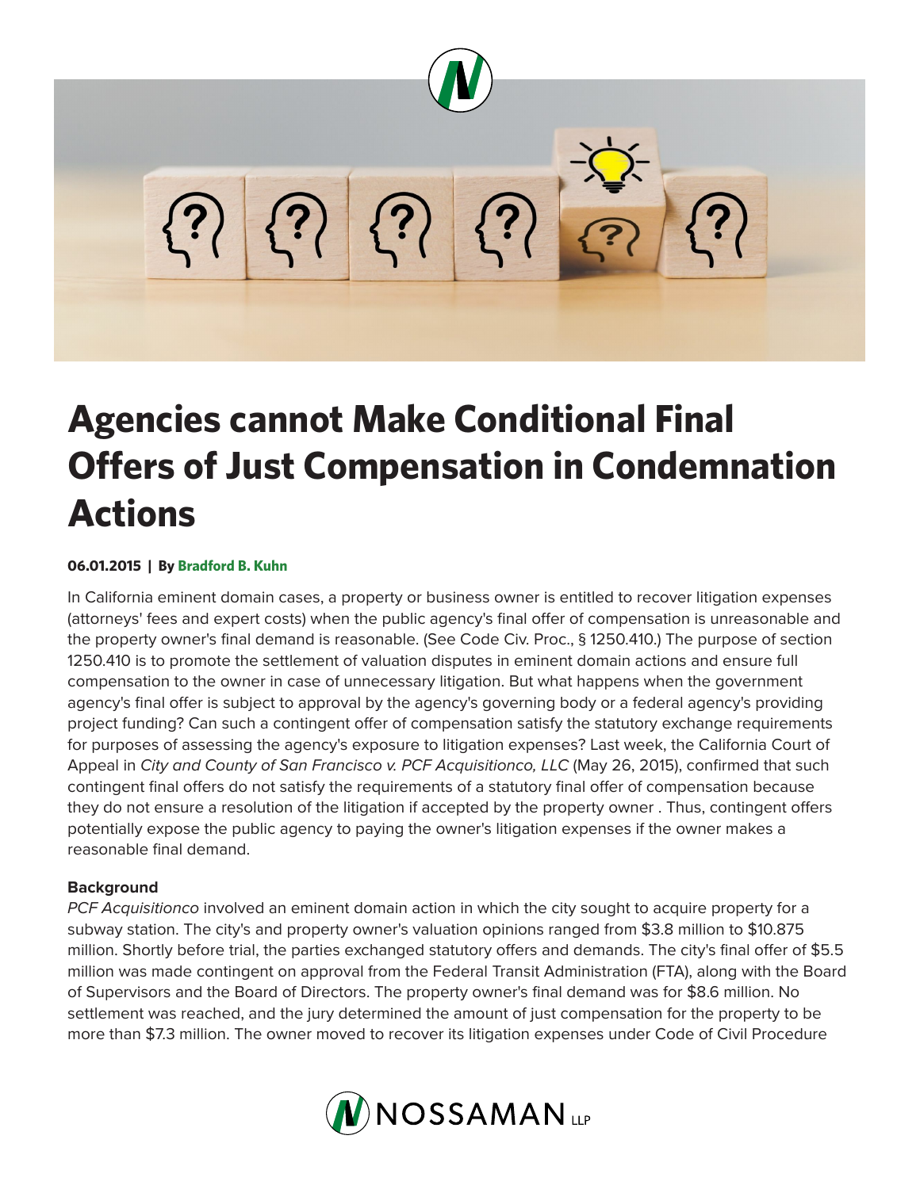# Agencies cannot Make Conditional Final Offers of Just Compensation in Condemnation Actions

**06.01.2015 | By Bradford B. Kuhn**

In California eminent domain cases, a property or business owner is entitled to recover litigation expenses (attorneys' fees and expert costs) when the public agency's final offer of compensation is unreasonable and the property owner's final demand is reasonable. (See Code Civ. Proc., § 1250.410.) The purpose of section 1250.410 is to promote the settlement of valuation disputes in eminent domain actions and ensure full compensation to the owner in case of unnecessary litigation. But what happens when the government agency's final offer is subject to approval by the agency's governing body or a federal agency's providing project funding? Can such a contingent offer of compensation satisfy the statutory exchange requirements for purposes of assessing the agency's exposure to litigation expenses? Last week, the California Court of Appeal in *City and County of San Francisco v. PCF Acquisitionco, LLC* (May 26, 2015), confirmed that such contingent final offers do not satisfy the requirements of a statutory final offer of compensation because they do not ensure a resolution of the litigation if accepted by the property owner . Thus, contingent offers potentially expose the public agency to paying the owner's litigation expenses if the owner makes a reasonable final demand.

**Background**

*PCF Acquisitionco* involved an eminent domain action in which the city sought to acquire property for a subway station. The city's and property owner's valuation opinions ranged from $3.8 million to $10.875 million. Shortly before trial, the parties exchanged statutory offers and demands. The city's final offer of $5.5 million was made contingent on approval from the Federal Transit Administration (FTA), along with the Board of Supervisors and the Board of Directors. The property owner's final demand was for $8.6 million. No settlement was reached, and the jury determined the amount of just compensation for the property to be more than $7.3 million. The owner moved to recover its litigation expenses under Code of Civil Procedure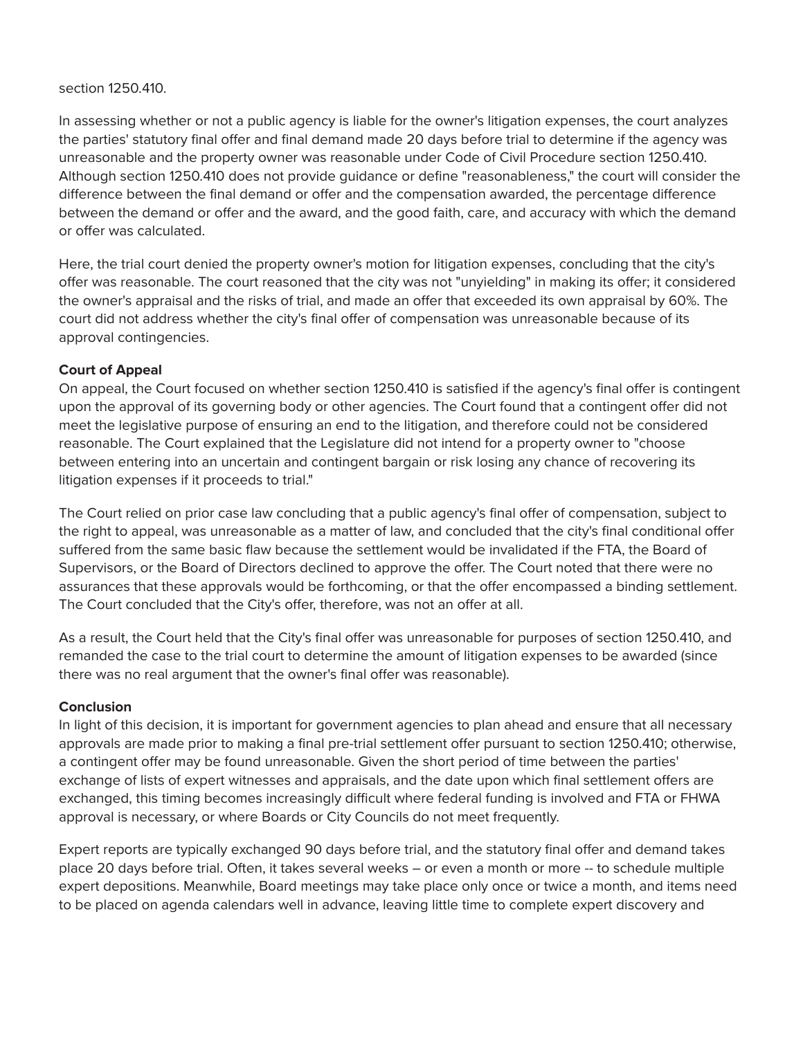section 1250.410.

In assessing whether or not a public agency is liable for the owner's litigation expenses, the court analyzes the parties' statutory final offer and final demand made 20 days before trial to determine if the agency was unreasonable and the property owner was reasonable under Code of Civil Procedure section 1250.410. Although section 1250.410 does not provide guidance or define "reasonableness," the court will consider the difference between the final demand or offer and the compensation awarded, the percentage difference between the demand or offer and the award, and the good faith, care, and accuracy with which the demand or offer was calculated.

Here, the trial court denied the property owner's motion for litigation expenses, concluding that the city's offer was reasonable. The court reasoned that the city was not "unyielding" in making its offer; it considered the owner's appraisal and the risks of trial, and made an offer that exceeded its own appraisal by 60%. The court did not address whether the city's final offer of compensation was unreasonable because of its approval contingencies.

**Court of Appeal**
On appeal, the Court focused on whether section 1250.410 is satisfied if the agency's final offer is contingent upon the approval of its governing body or other agencies. The Court found that a contingent offer did not meet the legislative purpose of ensuring an end to the litigation, and therefore could not be considered reasonable. The Court explained that the Legislature did not intend for a property owner to "choose between entering into an uncertain and contingent bargain or risk losing any chance of recovering its litigation expenses if it proceeds to trial."

The Court relied on prior case law concluding that a public agency's final offer of compensation, subject to the right to appeal, was unreasonable as a matter of law, and concluded that the city's final conditional offer suffered from the same basic flaw because the settlement would be invalidated if the FTA, the Board of Supervisors, or the Board of Directors declined to approve the offer. The Court noted that there were no assurances that these approvals would be forthcoming, or that the offer encompassed a binding settlement. The Court concluded that the City's offer, therefore, was not an offer at all.

As a result, the Court held that the City's final offer was unreasonable for purposes of section 1250.410, and remanded the case to the trial court to determine the amount of litigation expenses to be awarded (since there was no real argument that the owner's final offer was reasonable).

**Conclusion**
In light of this decision, it is important for government agencies to plan ahead and ensure that all necessary approvals are made prior to making a final pre-trial settlement offer pursuant to section 1250.410; otherwise, a contingent offer may be found unreasonable. Given the short period of time between the parties' exchange of lists of expert witnesses and appraisals, and the date upon which final settlement offers are exchanged, this timing becomes increasingly difficult where federal funding is involved and FTA or FHWA approval is necessary, or where Boards or City Councils do not meet frequently.

Expert reports are typically exchanged 90 days before trial, and the statutory final offer and demand takes place 20 days before trial. Often, it takes several weeks – or even a month or more -- to schedule multiple expert depositions. Meanwhile, Board meetings may take place only once or twice a month, and items need to be placed on agenda calendars well in advance, leaving little time to complete expert discovery and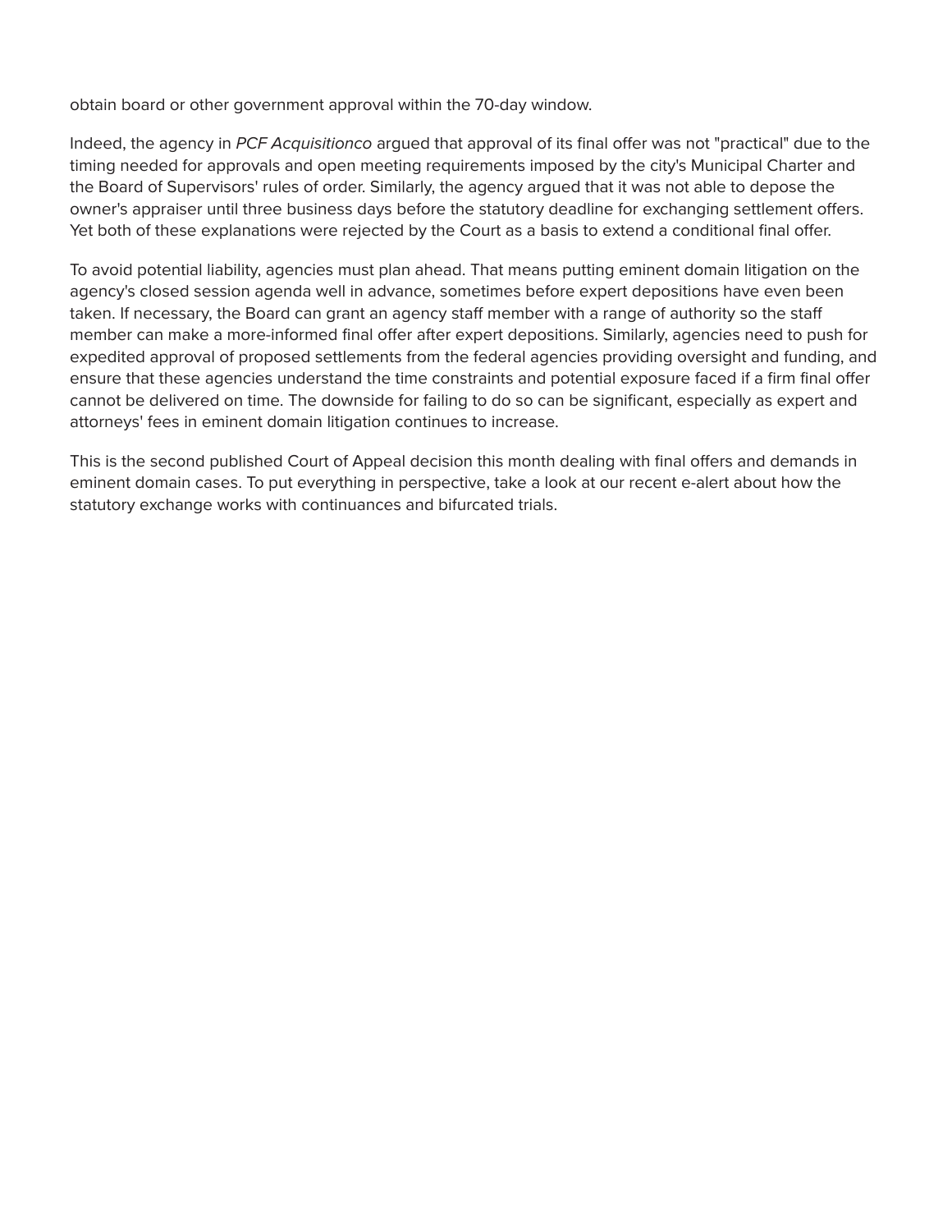obtain board or other government approval within the 70-day window.

Indeed, the agency in *PCF Acquisitionco* argued that approval of its final offer was not "practical" due to the timing needed for approvals and open meeting requirements imposed by the city's Municipal Charter and the Board of Supervisors' rules of order. Similarly, the agency argued that it was not able to depose the owner's appraiser until three business days before the statutory deadline for exchanging settlement offers. Yet both of these explanations were rejected by the Court as a basis to extend a conditional final offer.

To avoid potential liability, agencies must plan ahead. That means putting eminent domain litigation on the agency's closed session agenda well in advance, sometimes before expert depositions have even been taken. If necessary, the Board can grant an agency staff member with a range of authority so the staff member can make a more-informed final offer after expert depositions. Similarly, agencies need to push for expedited approval of proposed settlements from the federal agencies providing oversight and funding, and ensure that these agencies understand the time constraints and potential exposure faced if a firm final offer cannot be delivered on time. The downside for failing to do so can be significant, especially as expert and attorneys' fees in eminent domain litigation continues to increase.

This is the second published Court of Appeal decision this month dealing with final offers and demands in eminent domain cases. To put everything in perspective, take a look at our recent e-alert about how the statutory exchange works with continuances and bifurcated trials.